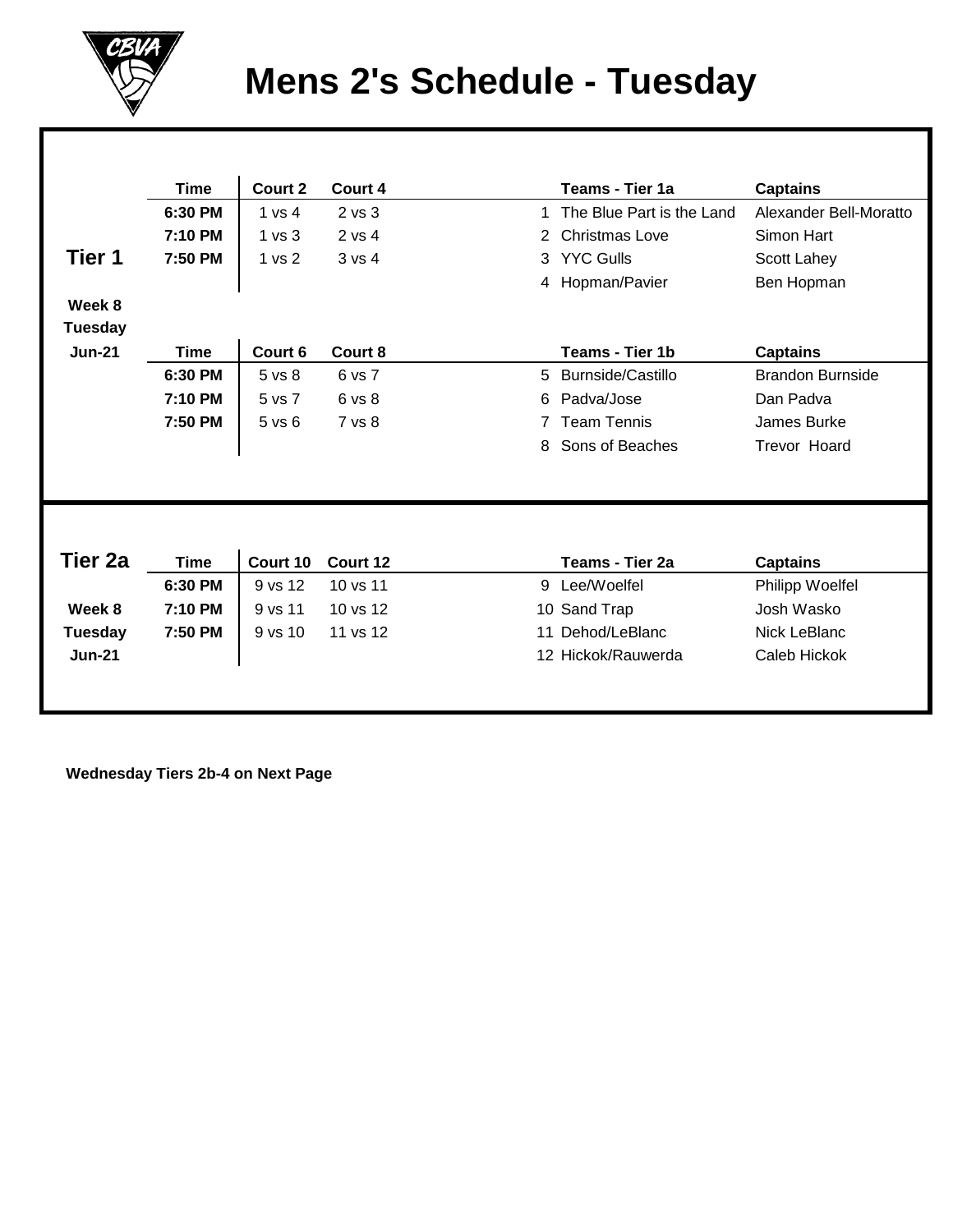# Mens 2's Schedule - Tuesday

## Tier 1

**Week 8**
**Tuesday**
**Jun-21**

| Time | Court 2 | Court 4 | | Teams - Tier 1a | Captains |
|---|---|---|---|---|---|
| 6:30 PM | 1 vs 4 | 2 vs 3 | 1 | The Blue Part is the Land | Alexander Bell-Moratto |
| 7:10 PM | 1 vs 3 | 2 vs 4 | 2 | Christmas Love | Simon Hart |
| 7:50 PM | 1 vs 2 | 3 vs 4 | 3 | YYC Gulls | Scott Lahey |
| | | | 4 | Hopman/Pavier | Ben Hopman |

| Time | Court 6 | Court 8 | | Teams - Tier 1b | Captains |
|---|---|---|---|---|---|
| 6:30 PM | 5 vs 8 | 6 vs 7 | 5 | Burnside/Castillo | Brandon Burnside |
| 7:10 PM | 5 vs 7 | 6 vs 8 | 6 | Padva/Jose | Dan Padva |
| 7:50 PM | 5 vs 6 | 7 vs 8 | 7 | Team Tennis | James Burke |
| | | | 8 | Sons of Beaches | Trevor Hoard |

## Tier 2a

**Week 8**
**Tuesday**
**Jun-21**

| Time | Court 10 | Court 12 | | Teams - Tier 2a | Captains |
|---|---|---|---|---|---|
| 6:30 PM | 9 vs 12 | 10 vs 11 | 9 | Lee/Woelfel | Philipp Woelfel |
| 7:10 PM | 9 vs 11 | 10 vs 12 | 10 | Sand Trap | Josh Wasko |
| 7:50 PM | 9 vs 10 | 11 vs 12 | 11 | Dehod/LeBlanc | Nick LeBlanc |
| | | | 12 | Hickok/Rauwerda | Caleb Hickok |

**Wednesday Tiers 2b-4 on Next Page**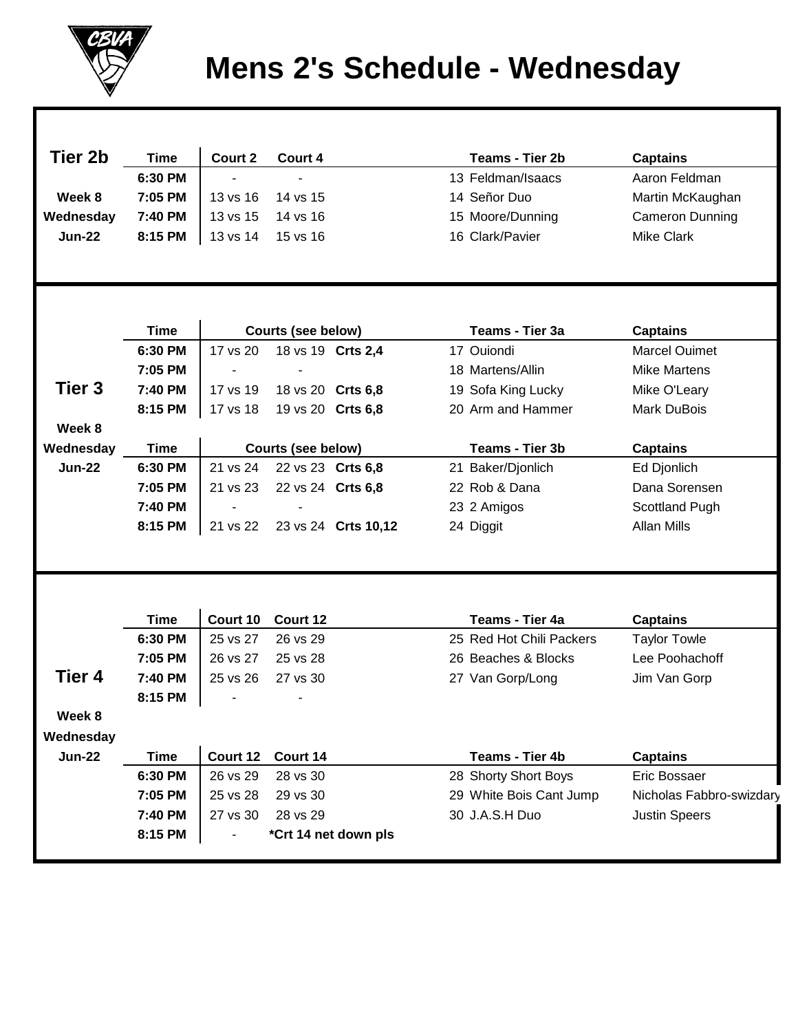# Mens 2's Schedule - Wednesday

## Tier 2b

Week 8 Wednesday Jun-22

| Time | Court 2 | Court 4 | Teams - Tier 2b | Captains |
|---|---|---|---|---|
| 6:30 PM | - | - | 13 Feldman/Isaacs | Aaron Feldman |
| 7:05 PM | 13 vs 16 | 14 vs 15 | 14 Señor Duo | Martin McKaughan |
| 7:40 PM | 13 vs 15 | 14 vs 16 | 15 Moore/Dunning | Cameron Dunning |
| 8:15 PM | 13 vs 14 | 15 vs 16 | 16 Clark/Pavier | Mike Clark |

## Tier 3

Week 8 Wednesday Jun-22

| Time | Courts (see below) | | | Teams - Tier 3a | Captains |
|---|---|---|---|---|---|
| 6:30 PM | 17 vs 20 | 18 vs 19 | **Crts 2,4** | 17 Ouiondi | Marcel Ouimet |
| 7:05 PM | - | - | | 18 Martens/Allin | Mike Martens |
| 7:40 PM | 17 vs 19 | 18 vs 20 | **Crts 6,8** | 19 Sofa King Lucky | Mike O'Leary |
| 8:15 PM | 17 vs 18 | 19 vs 20 | **Crts 6,8** | 20 Arm and Hammer | Mark DuBois |

| Time | Courts (see below) | | | Teams - Tier 3b | Captains |
|---|---|---|---|---|---|
| 6:30 PM | 21 vs 24 | 22 vs 23 | **Crts 6,8** | 21 Baker/Djonlich | Ed Djonlich |
| 7:05 PM | 21 vs 23 | 22 vs 24 | **Crts 6,8** | 22 Rob & Dana | Dana Sorensen |
| 7:40 PM | - | - | | 23 2 Amigos | Scottland Pugh |
| 8:15 PM | 21 vs 22 | 23 vs 24 | **Crts 10,12** | 24 Diggit | Allan Mills |

## Tier 4

Week 8 Wednesday Jun-22

| Time | Court 10 | Court 12 | Teams - Tier 4a | Captains |
|---|---|---|---|---|
| 6:30 PM | 25 vs 27 | 26 vs 29 | 25 Red Hot Chili Packers | Taylor Towle |
| 7:05 PM | 26 vs 27 | 25 vs 28 | 26 Beaches & Blocks | Lee Poohachoff |
| 7:40 PM | 25 vs 26 | 27 vs 30 | 27 Van Gorp/Long | Jim Van Gorp |
| 8:15 PM | - | - | | |

| Time | Court 12 | Court 14 | Teams - Tier 4b | Captains |
|---|---|---|---|---|
| 6:30 PM | 26 vs 29 | 28 vs 30 | 28 Shorty Short Boys | Eric Bossaer |
| 7:05 PM | 25 vs 28 | 29 vs 30 | 29 White Bois Cant Jump | Nicholas Fabbro-swizdary |
| 7:40 PM | 27 vs 30 | 28 vs 29 | 30 J.A.S.H Duo | Justin Speers |
| 8:15 PM | - | ***Crt 14 net down pls** | | |